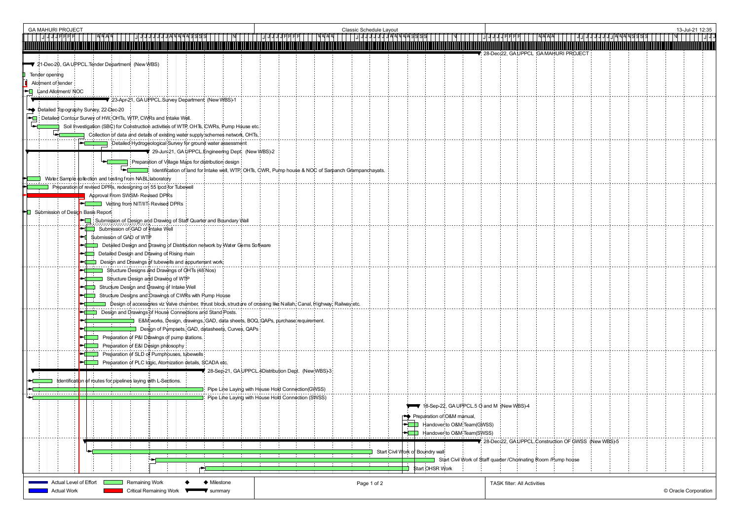GA MAHURI PROJECT

Classic Schedule Layout

13-Jul-21 12:35

- 28-Dec-22, GA UPPCL GA MAHURI PROJECT
  - 21-Dec-20, GA UPPCL.Tender Department (New WBS)
    - Tender opening
    - Alotment of tender
    - Land Allotment/ NOC
  - 23-Apr-21, GA UPPCL.Survey Department (New WBS)-1
    - Detailed Topography Survey, 22-Dec-20
    - Detailed Contour Survey of HW, OHTs, WTP, CWRs and Intake Well.
    - Soil Investigation (SBC) for Construction activities of WTP, OHTs, CWRs, Pump House etc.
    - Collection of data and details of existing water supply schemes network, OHTs.
    - Detailed Hydrogeological Survey for ground water assessment
  - 29-Jun-21, GA UPPCL.Engineering Dept. (New WBS)-2
    - Preparation of Village Maps for distribution design
    - Identification of land for Intake well, WTP, OHTs, CWR, Pump house & NOC of Sarpanch Grampanchayats.
    - Water Sample collection and testing from NABL laboratory
    - Preparation of revised DPRs, redesigning on 55 lpcd for Tubewell
    - Approval From SWSM- Revised DPRs
    - Vetting from NIT/IIT- Revised DPRs
    - Submission of Design Basis Report
    - Submission of Design and Drawing of Staff Quarter and Boundary Wall
    - Submission of GAD of Intake Well
    - Submission of GAD of WTP
    - Detailed Design and Drawing of Distribution network by Water Gems Software
    - Detailed Design and Drawing of Rising main
    - Design and Drawings of tubewells and appurtenant work
    - Structure Designs and Drawings of OHTs (48 Nos)
    - Structure Design and Drawing of WTP
    - Structure Design and Drawing of Intake Well
    - Structure Designs and Drawings of CWRs with Pump House
    - Design of accessories viz Valve chamber, thrust block, structure of crossing like Nallah, Canal, Highway, Railway etc.
    - Design and Drawings of House Connections and Stand Posts.
    - E&M works, Design, drawings, GAD, data sheets, BOQ, QAPs, purchase requirement.
    - Design of Pumpsets, GAD, datasheets, Curves, QAPs
    - Preparation of P&I Drawings of pump stations.
    - Preparation of E&I Design philosophy
    - Preparation of SLD of Pumphouses, tubewells
    - Preparation of PLC logic, Atomization details, SCADA etc.
  - 28-Sep-21, GA UPPCL.4Distribution Dept. (New WBS)-3
    - Identification of routes for pipelines laying with L-Sections.
    - Pipe Line Laying with House Hold Connection(GWSS)
    - Pipe Line Laying with House Hold Connection (SWSS)
  - 18-Sep-22, GA UPPCL.5 O and M (New WBS)-4
    - Preparation of O&M manual,
    - Handover to O&M Team(GWSS)
    - Handover to O&M Team(SWSS)
  - 28-Dec-22, GA UPPCL.Construction OF GWSS (New WBS)-5
    - Start Civil Work of Boundry wall
    - Start Civil Work of Staff quarter /Chorinating Room /Pump house
    - Start OHSR Work

| Legend | | |
|---|---|---|
| Actual Level of Effort | Remaining Work | Milestone |
| Actual Work | Critical Remaining Work | summary |

TASK filter: All Activities

© Oracle Corporation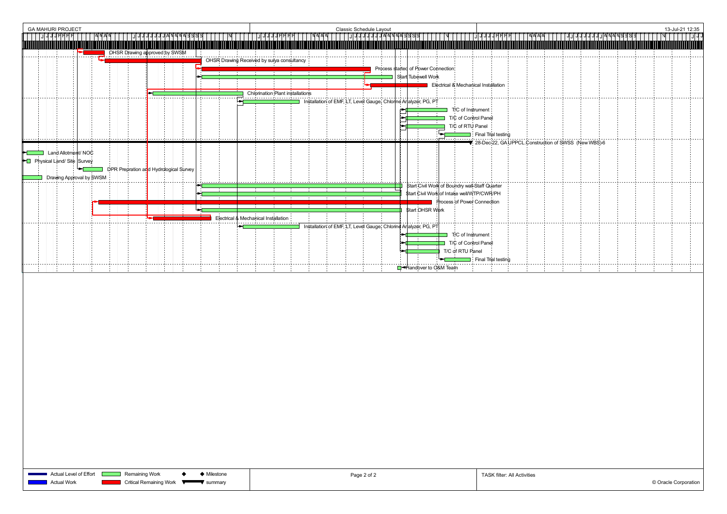GA MAHURI PROJECT

Classic Schedule Layout

13-Jul-21 12:35

OHSR Drawing approved by SWSM

OHSR Drawing Received by surya consultancy

Process started of Power Connection

Start Tubewell Work

Electrical & Mechanical Installation

Chlorination Plant installations

Installation of EMF, LT, Level Gauge, Chlorine Analyzer, PG, PT

T/C of Instrument

T/C of Control Panel

T/C of RTU Panel

Final Trial testing

28-Dec-22, GA UPPCL Construction of SWSS (New WBS)-6

Land Allotment/ NOC

Physical Land/ Site Survey

DPR Prepration and Hydrological Survey

Drawing Approval by SWSM

Start Civil Work of Boundry wall-Staff Quarter

Start Civil Work of Intake well/WTP/CWR/PH

Process of Power Connection

Start OHSR Work

Electrical & Mechanical Installation

Installation of EMF, LT, Level Gauge, Chlorine Analyzer, PG, PT

T/C of Instrument

T/C of Control Panel

T/C of RTU Panel

Final Trial testing

Handover to O&M Team

Actual Level of Effort

Actual Work

Remaining Work

Critical Remaining Work

Milestone

summary

TASK filter: All Activities

© Oracle Corporation